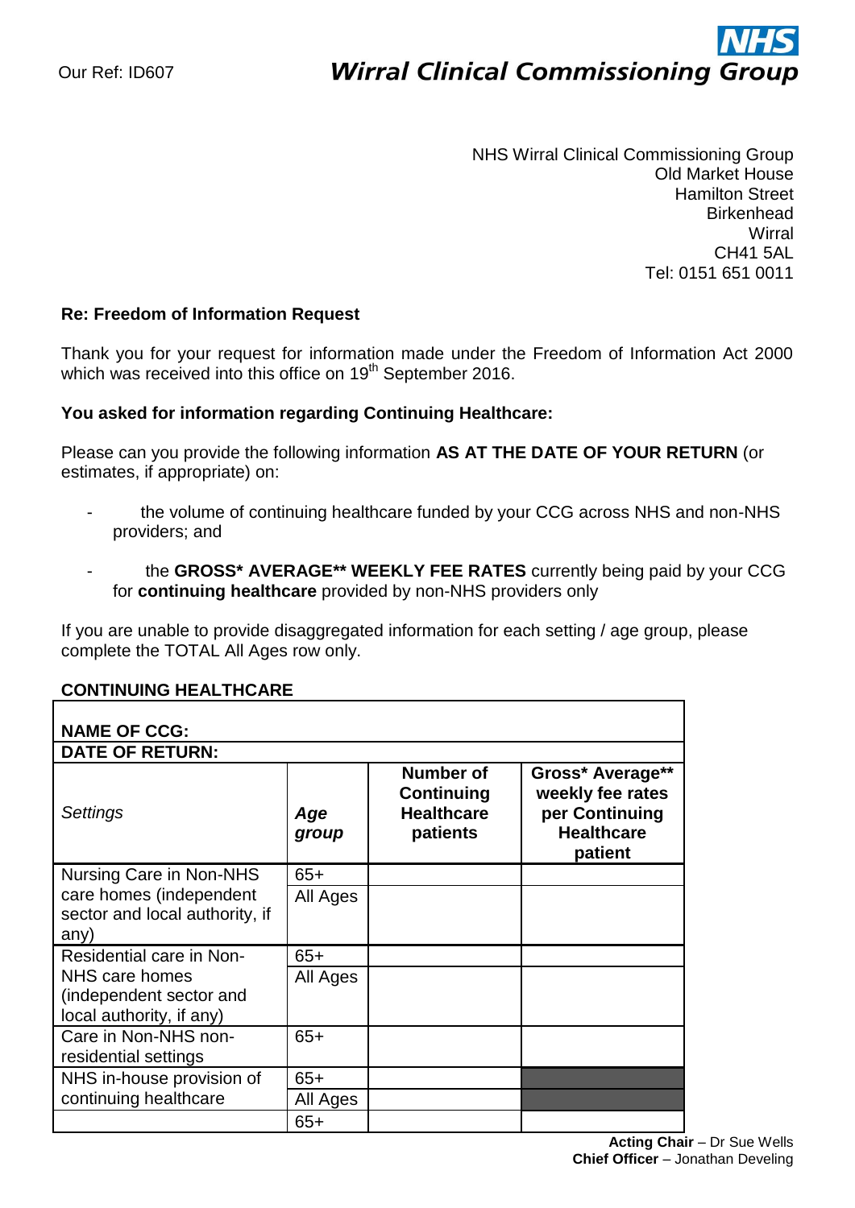Our Ref: ID607

**NHS Wirral Clinical Commissioning Group**

NHS Wirral Clinical Commissioning Group
Old Market House
Hamilton Street
Birkenhead
Wirral
CH41 5AL
Tel: 0151 651 0011

**Re: Freedom of Information Request**

Thank you for your request for information made under the Freedom of Information Act 2000 which was received into this office on 19th September 2016.

**You asked for information regarding Continuing Healthcare:**

Please can you provide the following information **AS AT THE DATE OF YOUR RETURN** (or estimates, if appropriate) on:

- the volume of continuing healthcare funded by your CCG across NHS and non-NHS providers; and
- the **GROSS* AVERAGE** WEEKLY FEE RATES** currently being paid by your CCG for **continuing healthcare** provided by non-NHS providers only

If you are unable to provide disaggregated information for each setting / age group, please complete the TOTAL All Ages row only.

**CONTINUING HEALTHCARE**

| **NAME OF CCG:** | | | |
|---|---|---|---|
| **DATE OF RETURN:** | | | |
| *Settings* | ***Age group*** | **Number of Continuing Healthcare patients** | **Gross* Average** weekly fee rates per Continuing Healthcare patient** |
| Nursing Care in Non-NHS care homes (independent sector and local authority, if any) | 65+ | | |
| | All Ages | | |
| Residential care in Non-NHS care homes (independent sector and local authority, if any) | 65+ | | |
| | All Ages | | |
| Care in Non-NHS non-residential settings | 65+ | | |
| NHS in-house provision of continuing healthcare | 65+ | | |
| | All Ages | | |
| | 65+ | | |

**Acting Chair** – Dr Sue Wells
**Chief Officer** – Jonathan Develing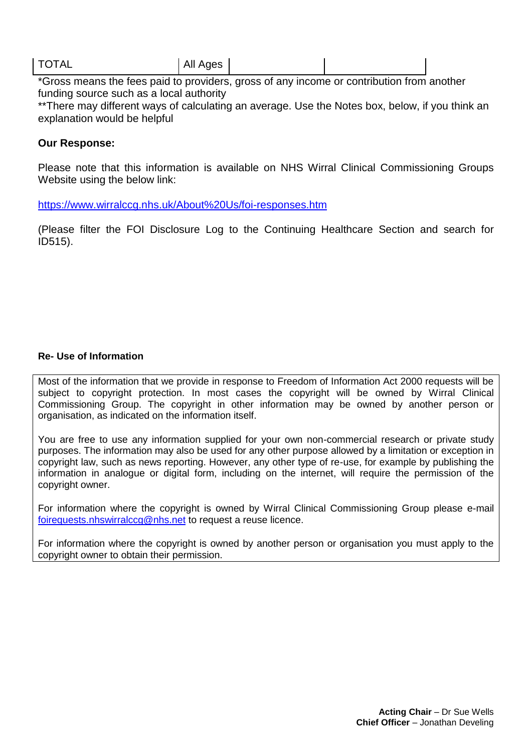| | | | |
|---|---|---|---|
| TOTAL | All Ages | | |

*Gross means the fees paid to providers, gross of any income or contribution from another funding source such as a local authority

**There may different ways of calculating an average. Use the Notes box, below, if you think an explanation would be helpful

**Our Response:**

Please note that this information is available on NHS Wirral Clinical Commissioning Groups Website using the below link:

https://www.wirralccg.nhs.uk/About%20Us/foi-responses.htm

(Please filter the FOI Disclosure Log to the Continuing Healthcare Section and search for ID515).

**Re- Use of Information**

Most of the information that we provide in response to Freedom of Information Act 2000 requests will be subject to copyright protection. In most cases the copyright will be owned by Wirral Clinical Commissioning Group. The copyright in other information may be owned by another person or organisation, as indicated on the information itself.

You are free to use any information supplied for your own non-commercial research or private study purposes. The information may also be used for any other purpose allowed by a limitation or exception in copyright law, such as news reporting. However, any other type of re-use, for example by publishing the information in analogue or digital form, including on the internet, will require the permission of the copyright owner.

For information where the copyright is owned by Wirral Clinical Commissioning Group please e-mail foirequests.nhswirralccg@nhs.net to request a reuse licence.

For information where the copyright is owned by another person or organisation you must apply to the copyright owner to obtain their permission.

**Acting Chair** – Dr Sue Wells
**Chief Officer** – Jonathan Develing